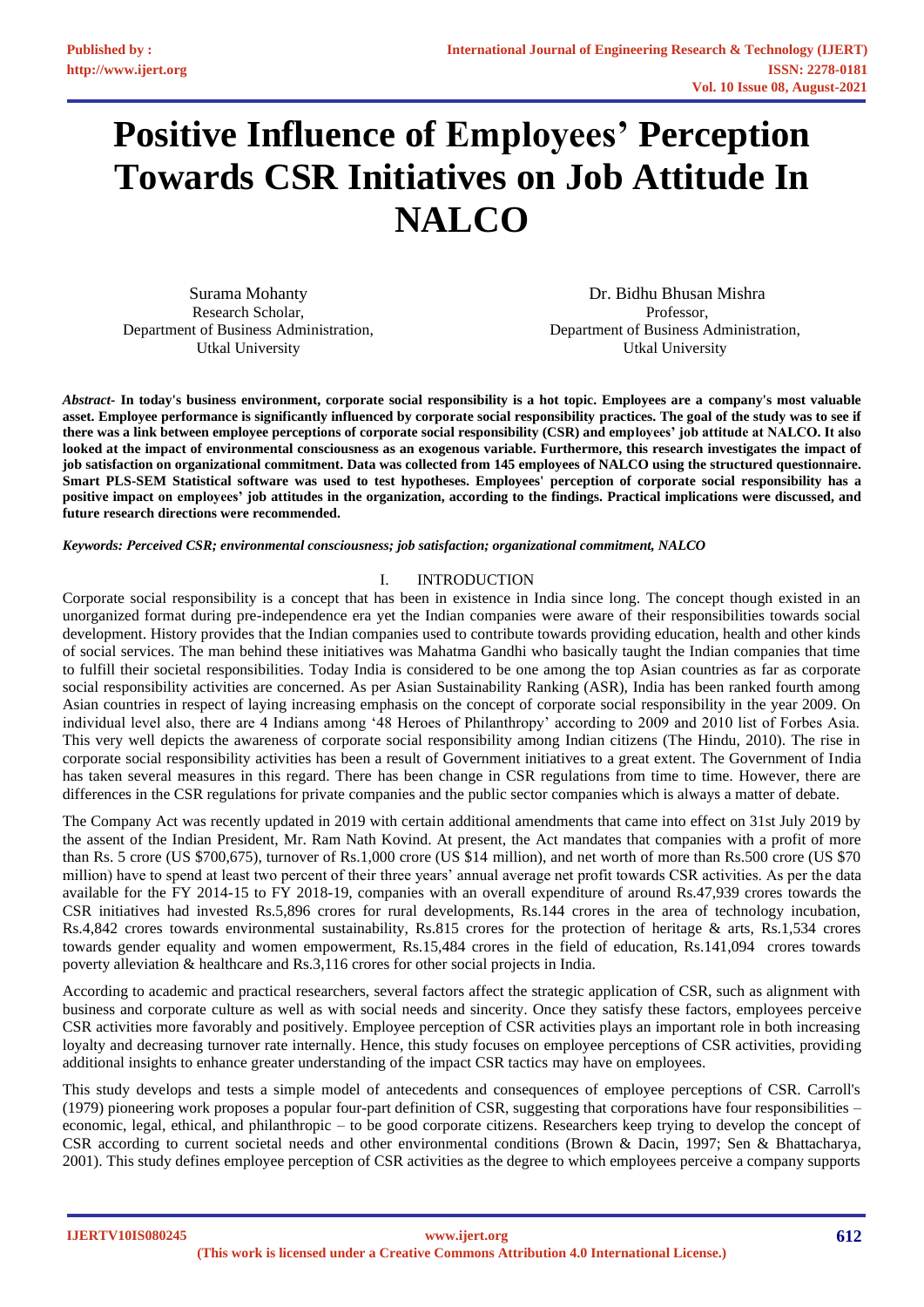# Positive Influence of Employees' Perception Towards CSR Initiatives on Job Attitude In NALCO

Surama Mohanty
Research Scholar,
Department of Business Administration,
Utkal University

Dr. Bidhu Bhusan Mishra
Professor,
Department of Business Administration,
Utkal University

***Abstract-*** **In today's business environment, corporate social responsibility is a hot topic. Employees are a company's most valuable asset. Employee performance is significantly influenced by corporate social responsibility practices. The goal of the study was to see if there was a link between employee perceptions of corporate social responsibility (CSR) and employees' job attitude at NALCO. It also looked at the impact of environmental consciousness as an exogenous variable. Furthermore, this research investigates the impact of job satisfaction on organizational commitment. Data was collected from 145 employees of NALCO using the structured questionnaire. Smart PLS-SEM Statistical software was used to test hypotheses. Employees' perception of corporate social responsibility has a positive impact on employees' job attitudes in the organization, according to the findings. Practical implications were discussed, and future research directions were recommended.**

***Keywords: Perceived CSR; environmental consciousness; job satisfaction; organizational commitment, NALCO***

## I. INTRODUCTION

Corporate social responsibility is a concept that has been in existence in India since long. The concept though existed in an unorganized format during pre-independence era yet the Indian companies were aware of their responsibilities towards social development. History provides that the Indian companies used to contribute towards providing education, health and other kinds of social services. The man behind these initiatives was Mahatma Gandhi who basically taught the Indian companies that time to fulfill their societal responsibilities. Today India is considered to be one among the top Asian countries as far as corporate social responsibility activities are concerned. As per Asian Sustainability Ranking (ASR), India has been ranked fourth among Asian countries in respect of laying increasing emphasis on the concept of corporate social responsibility in the year 2009. On individual level also, there are 4 Indians among '48 Heroes of Philanthropy' according to 2009 and 2010 list of Forbes Asia. This very well depicts the awareness of corporate social responsibility among Indian citizens (The Hindu, 2010). The rise in corporate social responsibility activities has been a result of Government initiatives to a great extent. The Government of India has taken several measures in this regard. There has been change in CSR regulations from time to time. However, there are differences in the CSR regulations for private companies and the public sector companies which is always a matter of debate.

The Company Act was recently updated in 2019 with certain additional amendments that came into effect on 31st July 2019 by the assent of the Indian President, Mr. Ram Nath Kovind. At present, the Act mandates that companies with a profit of more than Rs. 5 crore (US $700,675), turnover of Rs.1,000 crore (US $14 million), and net worth of more than Rs.500 crore (US $70 million) have to spend at least two percent of their three years' annual average net profit towards CSR activities. As per the data available for the FY 2014-15 to FY 2018-19, companies with an overall expenditure of around Rs.47,939 crores towards the CSR initiatives had invested Rs.5,896 crores for rural developments, Rs.144 crores in the area of technology incubation, Rs.4,842 crores towards environmental sustainability, Rs.815 crores for the protection of heritage & arts, Rs.1,534 crores towards gender equality and women empowerment, Rs.15,484 crores in the field of education, Rs.141,094 crores towards poverty alleviation & healthcare and Rs.3,116 crores for other social projects in India.

According to academic and practical researchers, several factors affect the strategic application of CSR, such as alignment with business and corporate culture as well as with social needs and sincerity. Once they satisfy these factors, employees perceive CSR activities more favorably and positively. Employee perception of CSR activities plays an important role in both increasing loyalty and decreasing turnover rate internally. Hence, this study focuses on employee perceptions of CSR activities, providing additional insights to enhance greater understanding of the impact CSR tactics may have on employees.

This study develops and tests a simple model of antecedents and consequences of employee perceptions of CSR. Carroll's (1979) pioneering work proposes a popular four-part definition of CSR, suggesting that corporations have four responsibilities – economic, legal, ethical, and philanthropic – to be good corporate citizens. Researchers keep trying to develop the concept of CSR according to current societal needs and other environmental conditions (Brown & Dacin, 1997; Sen & Bhattacharya, 2001). This study defines employee perception of CSR activities as the degree to which employees perceive a company supports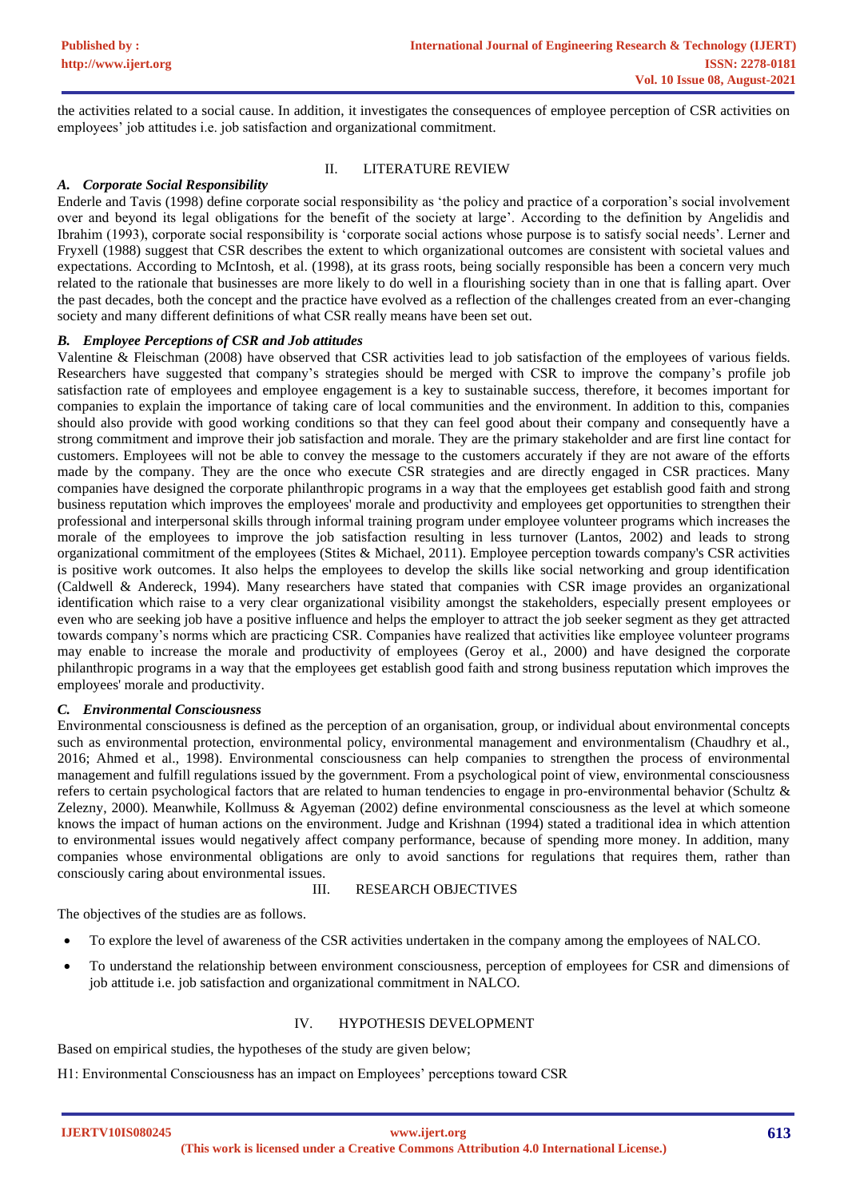the activities related to a social cause. In addition, it investigates the consequences of employee perception of CSR activities on employees' job attitudes i.e. job satisfaction and organizational commitment.

## II. LITERATURE REVIEW

### *A. Corporate Social Responsibility*

Enderle and Tavis (1998) define corporate social responsibility as 'the policy and practice of a corporation's social involvement over and beyond its legal obligations for the benefit of the society at large'. According to the definition by Angelidis and Ibrahim (1993), corporate social responsibility is 'corporate social actions whose purpose is to satisfy social needs'. Lerner and Fryxell (1988) suggest that CSR describes the extent to which organizational outcomes are consistent with societal values and expectations. According to McIntosh, et al. (1998), at its grass roots, being socially responsible has been a concern very much related to the rationale that businesses are more likely to do well in a flourishing society than in one that is falling apart. Over the past decades, both the concept and the practice have evolved as a reflection of the challenges created from an ever-changing society and many different definitions of what CSR really means have been set out.

### *B. Employee Perceptions of CSR and Job attitudes*

Valentine & Fleischman (2008) have observed that CSR activities lead to job satisfaction of the employees of various fields. Researchers have suggested that company's strategies should be merged with CSR to improve the company's profile job satisfaction rate of employees and employee engagement is a key to sustainable success, therefore, it becomes important for companies to explain the importance of taking care of local communities and the environment. In addition to this, companies should also provide with good working conditions so that they can feel good about their company and consequently have a strong commitment and improve their job satisfaction and morale. They are the primary stakeholder and are first line contact for customers. Employees will not be able to convey the message to the customers accurately if they are not aware of the efforts made by the company. They are the once who execute CSR strategies and are directly engaged in CSR practices. Many companies have designed the corporate philanthropic programs in a way that the employees get establish good faith and strong business reputation which improves the employees' morale and productivity and employees get opportunities to strengthen their professional and interpersonal skills through informal training program under employee volunteer programs which increases the morale of the employees to improve the job satisfaction resulting in less turnover (Lantos, 2002) and leads to strong organizational commitment of the employees (Stites & Michael, 2011). Employee perception towards company's CSR activities is positive work outcomes. It also helps the employees to develop the skills like social networking and group identification (Caldwell & Andereck, 1994). Many researchers have stated that companies with CSR image provides an organizational identification which raise to a very clear organizational visibility amongst the stakeholders, especially present employees or even who are seeking job have a positive influence and helps the employer to attract the job seeker segment as they get attracted towards company's norms which are practicing CSR. Companies have realized that activities like employee volunteer programs may enable to increase the morale and productivity of employees (Geroy et al., 2000) and have designed the corporate philanthropic programs in a way that the employees get establish good faith and strong business reputation which improves the employees' morale and productivity.

### *C. Environmental Consciousness*

Environmental consciousness is defined as the perception of an organisation, group, or individual about environmental concepts such as environmental protection, environmental policy, environmental management and environmentalism (Chaudhry et al., 2016; Ahmed et al., 1998). Environmental consciousness can help companies to strengthen the process of environmental management and fulfill regulations issued by the government. From a psychological point of view, environmental consciousness refers to certain psychological factors that are related to human tendencies to engage in pro-environmental behavior (Schultz & Zelezny, 2000). Meanwhile, Kollmuss & Agyeman (2002) define environmental consciousness as the level at which someone knows the impact of human actions on the environment. Judge and Krishnan (1994) stated a traditional idea in which attention to environmental issues would negatively affect company performance, because of spending more money. In addition, many companies whose environmental obligations are only to avoid sanctions for regulations that requires them, rather than consciously caring about environmental issues.

## III. RESEARCH OBJECTIVES

The objectives of the studies are as follows.

- To explore the level of awareness of the CSR activities undertaken in the company among the employees of NALCO.
- To understand the relationship between environment consciousness, perception of employees for CSR and dimensions of job attitude i.e. job satisfaction and organizational commitment in NALCO.

## IV. HYPOTHESIS DEVELOPMENT

Based on empirical studies, the hypotheses of the study are given below;

H1: Environmental Consciousness has an impact on Employees' perceptions toward CSR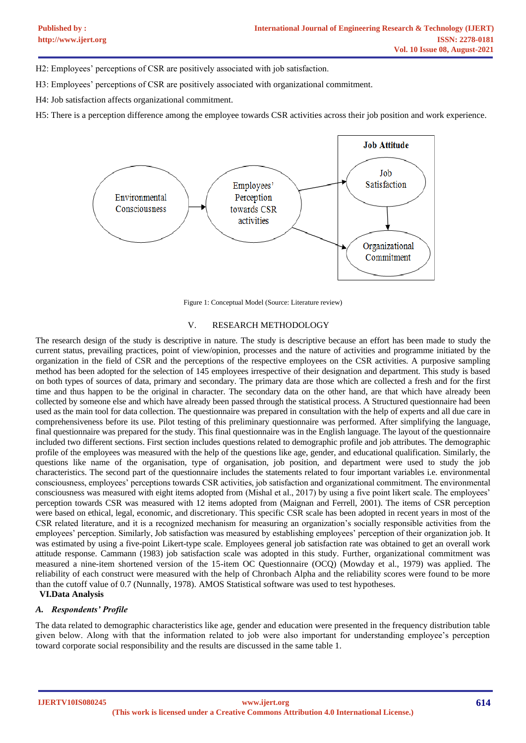H2: Employees' perceptions of CSR are positively associated with job satisfaction.

H3: Employees' perceptions of CSR are positively associated with organizational commitment.

H4: Job satisfaction affects organizational commitment.

H5: There is a perception difference among the employee towards CSR activities across their job position and work experience.

Figure 1: Conceptual Model (Source: Literature review)

## V. RESEARCH METHODOLOGY

The research design of the study is descriptive in nature. The study is descriptive because an effort has been made to study the current status, prevailing practices, point of view/opinion, processes and the nature of activities and programme initiated by the organization in the field of CSR and the perceptions of the respective employees on the CSR activities. A purposive sampling method has been adopted for the selection of 145 employees irrespective of their designation and department. This study is based on both types of sources of data, primary and secondary. The primary data are those which are collected a fresh and for the first time and thus happen to be the original in character. The secondary data on the other hand, are that which have already been collected by someone else and which have already been passed through the statistical process. A Structured questionnaire had been used as the main tool for data collection. The questionnaire was prepared in consultation with the help of experts and all due care in comprehensiveness before its use. Pilot testing of this preliminary questionnaire was performed. After simplifying the language, final questionnaire was prepared for the study. This final questionnaire was in the English language. The layout of the questionnaire included two different sections. First section includes questions related to demographic profile and job attributes. The demographic profile of the employees was measured with the help of the questions like age, gender, and educational qualification. Similarly, the questions like name of the organisation, type of organisation, job position, and department were used to study the job characteristics. The second part of the questionnaire includes the statements related to four important variables i.e. environmental consciousness, employees' perceptions towards CSR activities, job satisfaction and organizational commitment. The environmental consciousness was measured with eight items adopted from (Mishal et al., 2017) by using a five point likert scale. The employees' perception towards CSR was measured with 12 items adopted from (Maignan and Ferrell, 2001). The items of CSR perception were based on ethical, legal, economic, and discretionary. This specific CSR scale has been adopted in recent years in most of the CSR related literature, and it is a recognized mechanism for measuring an organization's socially responsible activities from the employees' perception. Similarly, Job satisfaction was measured by establishing employees' perception of their organization job. It was estimated by using a five-point Likert-type scale. Employees general job satisfaction rate was obtained to get an overall work attitude response. Cammann (1983) job satisfaction scale was adopted in this study. Further, organizational commitment was measured a nine-item shortened version of the 15-item OC Questionnaire (OCQ) (Mowday et al., 1979) was applied. The reliability of each construct were measured with the help of Chronbach Alpha and the reliability scores were found to be more than the cutoff value of 0.7 (Nunnally, 1978). AMOS Statistical software was used to test hypotheses.

## VI. Data Analysis

### *A. Respondents' Profile*

The data related to demographic characteristics like age, gender and education were presented in the frequency distribution table given below. Along with that the information related to job were also important for understanding employee's perception toward corporate social responsibility and the results are discussed in the same table 1.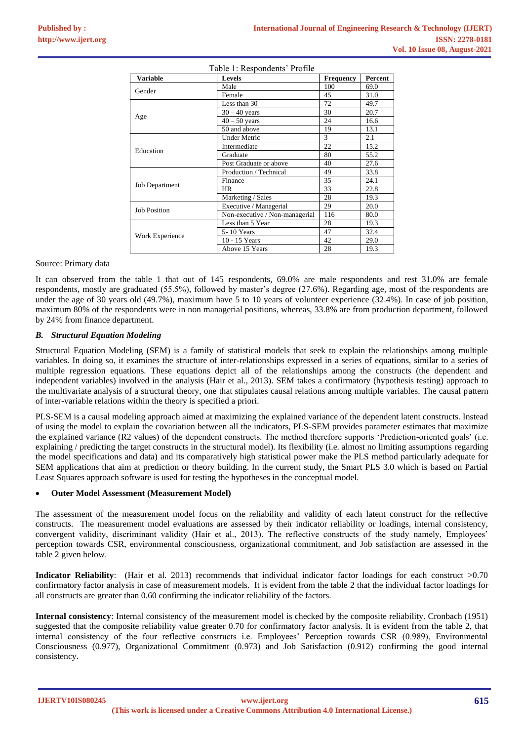Table 1: Respondents' Profile

| Variable | Levels | Frequency | Percent |
|---|---|---|---|
| Gender | Male | 100 | 69.0 |
| | Female | 45 | 31.0 |
| Age | Less than 30 | 72 | 49.7 |
| | 30 – 40 years | 30 | 20.7 |
| | 40 – 50 years | 24 | 16.6 |
| | 50 and above | 19 | 13.1 |
| Education | Under Metric | 3 | 2.1 |
| | Intermediate | 22 | 15.2 |
| | Graduate | 80 | 55.2 |
| | Post Graduate or above | 40 | 27.6 |
| Job Department | Production / Technical | 49 | 33.8 |
| | Finance | 35 | 24.1 |
| | HR | 33 | 22.8 |
| | Marketing / Sales | 28 | 19.3 |
| Job Position | Executive / Managerial | 29 | 20.0 |
| | Non-executive / Non-managerial | 116 | 80.0 |
| Work Experience | Less than 5 Year | 28 | 19.3 |
| | 5- 10 Years | 47 | 32.4 |
| | 10 - 15 Years | 42 | 29.0 |
| | Above 15 Years | 28 | 19.3 |

Source: Primary data

It can observed from the table 1 that out of 145 respondents, 69.0% are male respondents and rest 31.0% are female respondents, mostly are graduated (55.5%), followed by master's degree (27.6%). Regarding age, most of the respondents are under the age of 30 years old (49.7%), maximum have 5 to 10 years of volunteer experience (32.4%). In case of job position, maximum 80% of the respondents were in non managerial positions, whereas, 33.8% are from production department, followed by 24% from finance department.

### *B. Structural Equation Modeling*

Structural Equation Modeling (SEM) is a family of statistical models that seek to explain the relationships among multiple variables. In doing so, it examines the structure of inter-relationships expressed in a series of equations, similar to a series of multiple regression equations. These equations depict all of the relationships among the constructs (the dependent and independent variables) involved in the analysis (Hair et al., 2013). SEM takes a confirmatory (hypothesis testing) approach to the multivariate analysis of a structural theory, one that stipulates causal relations among multiple variables. The causal pattern of inter-variable relations within the theory is specified a priori.

PLS-SEM is a causal modeling approach aimed at maximizing the explained variance of the dependent latent constructs. Instead of using the model to explain the covariation between all the indicators, PLS-SEM provides parameter estimates that maximize the explained variance (R2 values) of the dependent constructs. The method therefore supports 'Prediction-oriented goals' (i.e. explaining / predicting the target constructs in the structural model). Its flexibility (i.e. almost no limiting assumptions regarding the model specifications and data) and its comparatively high statistical power make the PLS method particularly adequate for SEM applications that aim at prediction or theory building. In the current study, the Smart PLS 3.0 which is based on Partial Least Squares approach software is used for testing the hypotheses in the conceptual model.

- **Outer Model Assessment (Measurement Model)**

The assessment of the measurement model focus on the reliability and validity of each latent construct for the reflective constructs. The measurement model evaluations are assessed by their indicator reliability or loadings, internal consistency, convergent validity, discriminant validity (Hair et al., 2013). The reflective constructs of the study namely, Employees' perception towards CSR, environmental consciousness, organizational commitment, and Job satisfaction are assessed in the table 2 given below.

**Indicator Reliability**: (Hair et al. 2013) recommends that individual indicator factor loadings for each construct >0.70 confirmatory factor analysis in case of measurement models. It is evident from the table 2 that the individual factor loadings for all constructs are greater than 0.60 confirming the indicator reliability of the factors.

**Internal consistency**: Internal consistency of the measurement model is checked by the composite reliability. Cronbach (1951) suggested that the composite reliability value greater 0.70 for confirmatory factor analysis. It is evident from the table 2, that internal consistency of the four reflective constructs i.e. Employees' Perception towards CSR (0.989), Environmental Consciousness (0.977), Organizational Commitment (0.973) and Job Satisfaction (0.912) confirming the good internal consistency.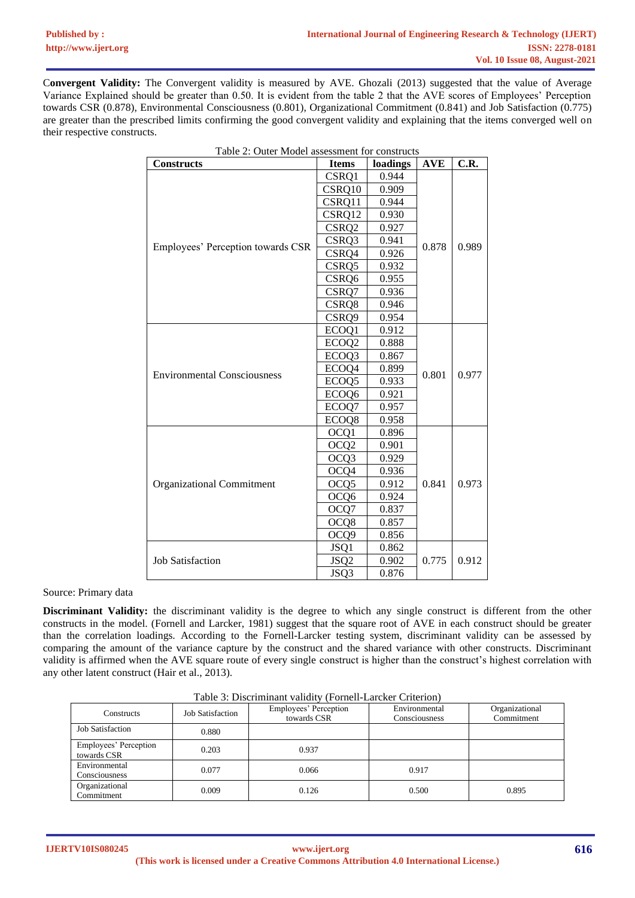**Convergent Validity:** The Convergent validity is measured by AVE. Ghozali (2013) suggested that the value of Average Variance Explained should be greater than 0.50. It is evident from the table 2 that the AVE scores of Employees' Perception towards CSR (0.878), Environmental Consciousness (0.801), Organizational Commitment (0.841) and Job Satisfaction (0.775) are greater than the prescribed limits confirming the good convergent validity and explaining that the items converged well on their respective constructs.

Table 2: Outer Model assessment for constructs

| Constructs | Items | loadings | AVE | C.R. |
|---|---|---|---|---|
| Employees' Perception towards CSR | CSRQ1 | 0.944 | 0.878 | 0.989 |
| | CSRQ10 | 0.909 | | |
| | CSRQ11 | 0.944 | | |
| | CSRQ12 | 0.930 | | |
| | CSRQ2 | 0.927 | | |
| | CSRQ3 | 0.941 | | |
| | CSRQ4 | 0.926 | | |
| | CSRQ5 | 0.932 | | |
| | CSRQ6 | 0.955 | | |
| | CSRQ7 | 0.936 | | |
| | CSRQ8 | 0.946 | | |
| | CSRQ9 | 0.954 | | |
| Environmental Consciousness | ECOQ1 | 0.912 | 0.801 | 0.977 |
| | ECOQ2 | 0.888 | | |
| | ECOQ3 | 0.867 | | |
| | ECOQ4 | 0.899 | | |
| | ECOQ5 | 0.933 | | |
| | ECOQ6 | 0.921 | | |
| | ECOQ7 | 0.957 | | |
| | ECOQ8 | 0.958 | | |
| Organizational Commitment | OCQ1 | 0.896 | 0.841 | 0.973 |
| | OCQ2 | 0.901 | | |
| | OCQ3 | 0.929 | | |
| | OCQ4 | 0.936 | | |
| | OCQ5 | 0.912 | | |
| | OCQ6 | 0.924 | | |
| | OCQ7 | 0.837 | | |
| | OCQ8 | 0.857 | | |
| | OCQ9 | 0.856 | | |
| Job Satisfaction | JSQ1 | 0.862 | 0.775 | 0.912 |
| | JSQ2 | 0.902 | | |
| | JSQ3 | 0.876 | | |

Source: Primary data

**Discriminant Validity:** the discriminant validity is the degree to which any single construct is different from the other constructs in the model. (Fornell and Larcker, 1981) suggest that the square root of AVE in each construct should be greater than the correlation loadings. According to the Fornell-Larcker testing system, discriminant validity can be assessed by comparing the amount of the variance capture by the construct and the shared variance with other constructs. Discriminant validity is affirmed when the AVE square route of every single construct is higher than the construct's highest correlation with any other latent construct (Hair et al., 2013).

Table 3: Discriminant validity (Fornell-Larcker Criterion)

| Constructs | Job Satisfaction | Employees' Perception towards CSR | Environmental Consciousness | Organizational Commitment |
|---|---|---|---|---|
| Job Satisfaction | 0.880 | | | |
| Employees' Perception towards CSR | 0.203 | 0.937 | | |
| Environmental Consciousness | 0.077 | 0.066 | 0.917 | |
| Organizational Commitment | 0.009 | 0.126 | 0.500 | 0.895 |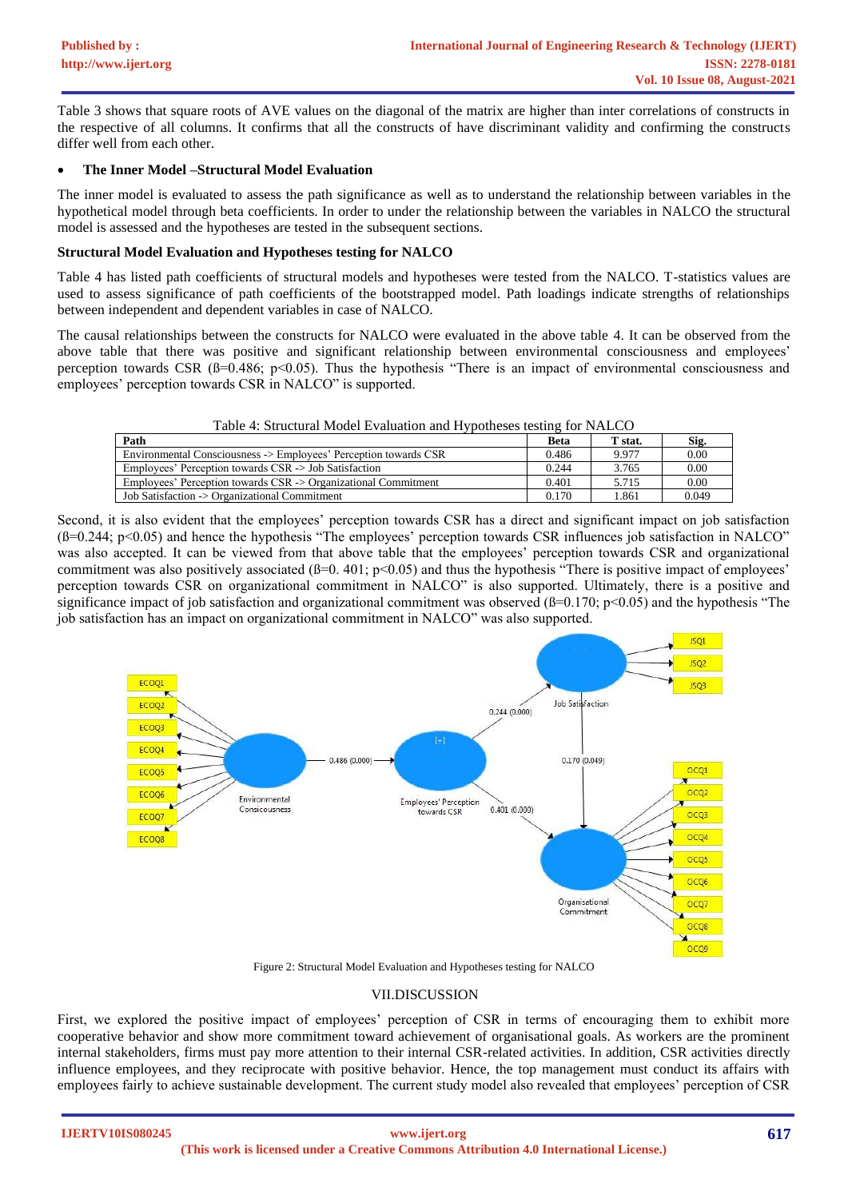Table 3 shows that square roots of AVE values on the diagonal of the matrix are higher than inter correlations of constructs in the respective of all columns. It confirms that all the constructs of have discriminant validity and confirming the constructs differ well from each other.

- **The Inner Model –Structural Model Evaluation**

The inner model is evaluated to assess the path significance as well as to understand the relationship between variables in the hypothetical model through beta coefficients. In order to under the relationship between the variables in NALCO the structural model is assessed and the hypotheses are tested in the subsequent sections.

**Structural Model Evaluation and Hypotheses testing for NALCO**

Table 4 has listed path coefficients of structural models and hypotheses were tested from the NALCO. T-statistics values are used to assess significance of path coefficients of the bootstrapped model. Path loadings indicate strengths of relationships between independent and dependent variables in case of NALCO.

The causal relationships between the constructs for NALCO were evaluated in the above table 4. It can be observed from the above table that there was positive and significant relationship between environmental consciousness and employees' perception towards CSR (ß=0.486; $p<0.05$). Thus the hypothesis "There is an impact of environmental consciousness and employees' perception towards CSR in NALCO" is supported.

Table 4: Structural Model Evaluation and Hypotheses testing for NALCO

| Path | Beta | T stat. | Sig. |
|---|---|---|---|
| Environmental Consciousness -> Employees' Perception towards CSR | 0.486 | 9.977 | 0.00 |
| Employees' Perception towards CSR -> Job Satisfaction | 0.244 | 3.765 | 0.00 |
| Employees' Perception towards CSR -> Organizational Commitment | 0.401 | 5.715 | 0.00 |
| Job Satisfaction -> Organizational Commitment | 0.170 | 1.861 | 0.049 |

Second, it is also evident that the employees' perception towards CSR has a direct and significant impact on job satisfaction (ß=0.244; $p<0.05$) and hence the hypothesis "The employees' perception towards CSR influences job satisfaction in NALCO" was also accepted. It can be viewed from that above table that the employees' perception towards CSR and organizational commitment was also positively associated (ß=0. 401; $p<0.05$) and thus the hypothesis "There is positive impact of employees' perception towards CSR on organizational commitment in NALCO" is also supported. Ultimately, there is a positive and significance impact of job satisfaction and organizational commitment was observed (ß=0.170; $p<0.05$) and the hypothesis "The job satisfaction has an impact on organizational commitment in NALCO" was also supported.

Figure 2: Structural Model Evaluation and Hypotheses testing for NALCO

## VII.DISCUSSION

First, we explored the positive impact of employees' perception of CSR in terms of encouraging them to exhibit more cooperative behavior and show more commitment toward achievement of organisational goals. As workers are the prominent internal stakeholders, firms must pay more attention to their internal CSR-related activities. In addition, CSR activities directly influence employees, and they reciprocate with positive behavior. Hence, the top management must conduct its affairs with employees fairly to achieve sustainable development. The current study model also revealed that employees' perception of CSR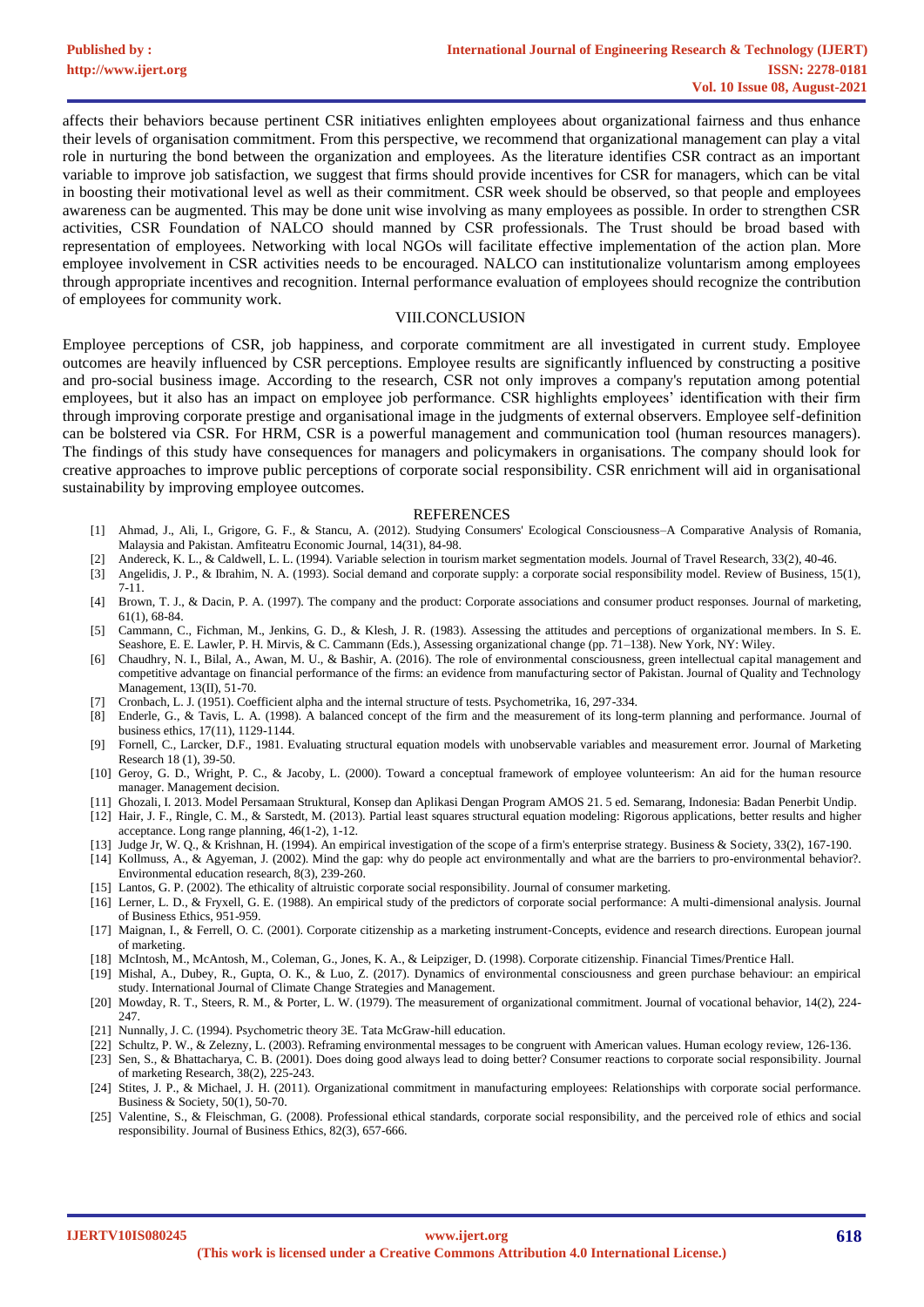affects their behaviors because pertinent CSR initiatives enlighten employees about organizational fairness and thus enhance their levels of organisation commitment. From this perspective, we recommend that organizational management can play a vital role in nurturing the bond between the organization and employees. As the literature identifies CSR contract as an important variable to improve job satisfaction, we suggest that firms should provide incentives for CSR for managers, which can be vital in boosting their motivational level as well as their commitment. CSR week should be observed, so that people and employees awareness can be augmented. This may be done unit wise involving as many employees as possible. In order to strengthen CSR activities, CSR Foundation of NALCO should manned by CSR professionals. The Trust should be broad based with representation of employees. Networking with local NGOs will facilitate effective implementation of the action plan. More employee involvement in CSR activities needs to be encouraged. NALCO can institutionalize voluntarism among employees through appropriate incentives and recognition. Internal performance evaluation of employees should recognize the contribution of employees for community work.

## VIII.CONCLUSION

Employee perceptions of CSR, job happiness, and corporate commitment are all investigated in current study. Employee outcomes are heavily influenced by CSR perceptions. Employee results are significantly influenced by constructing a positive and pro-social business image. According to the research, CSR not only improves a company's reputation among potential employees, but it also has an impact on employee job performance. CSR highlights employees' identification with their firm through improving corporate prestige and organisational image in the judgments of external observers. Employee self-definition can be bolstered via CSR. For HRM, CSR is a powerful management and communication tool (human resources managers). The findings of this study have consequences for managers and policymakers in organisations. The company should look for creative approaches to improve public perceptions of corporate social responsibility. CSR enrichment will aid in organisational sustainability by improving employee outcomes.

## REFERENCES

[1] Ahmad, J., Ali, I., Grigore, G. F., & Stancu, A. (2012). Studying Consumers' Ecological Consciousness–A Comparative Analysis of Romania, Malaysia and Pakistan. Amfiteatru Economic Journal, 14(31), 84-98.

[2] Andereck, K. L., & Caldwell, L. L. (1994). Variable selection in tourism market segmentation models. Journal of Travel Research, 33(2), 40-46.

[3] Angelidis, J. P., & Ibrahim, N. A. (1993). Social demand and corporate supply: a corporate social responsibility model. Review of Business, 15(1), 7-11.

[4] Brown, T. J., & Dacin, P. A. (1997). The company and the product: Corporate associations and consumer product responses. Journal of marketing, 61(1), 68-84.

[5] Cammann, C., Fichman, M., Jenkins, G. D., & Klesh, J. R. (1983). Assessing the attitudes and perceptions of organizational members. In S. E. Seashore, E. E. Lawler, P. H. Mirvis, & C. Cammann (Eds.), Assessing organizational change (pp. 71–138). New York, NY: Wiley.

[6] Chaudhry, N. I., Bilal, A., Awan, M. U., & Bashir, A. (2016). The role of environmental consciousness, green intellectual capital management and competitive advantage on financial performance of the firms: an evidence from manufacturing sector of Pakistan. Journal of Quality and Technology Management, 13(II), 51-70.

[7] Cronbach, L. J. (1951). Coefficient alpha and the internal structure of tests. Psychometrika, 16, 297-334.

[8] Enderle, G., & Tavis, L. A. (1998). A balanced concept of the firm and the measurement of its long-term planning and performance. Journal of business ethics, 17(11), 1129-1144.

[9] Fornell, C., Larcker, D.F., 1981. Evaluating structural equation models with unobservable variables and measurement error. Journal of Marketing Research 18 (1), 39-50.

[10] Geroy, G. D., Wright, P. C., & Jacoby, L. (2000). Toward a conceptual framework of employee volunteerism: An aid for the human resource manager. Management decision.

[11] Ghozali, I. 2013. Model Persamaan Struktural, Konsep dan Aplikasi Dengan Program AMOS 21. 5 ed. Semarang, Indonesia: Badan Penerbit Undip.

[12] Hair, J. F., Ringle, C. M., & Sarstedt, M. (2013). Partial least squares structural equation modeling: Rigorous applications, better results and higher acceptance. Long range planning, 46(1-2), 1-12.

[13] Judge Jr, W. Q., & Krishnan, H. (1994). An empirical investigation of the scope of a firm's enterprise strategy. Business & Society, 33(2), 167-190.

[14] Kollmuss, A., & Agyeman, J. (2002). Mind the gap: why do people act environmentally and what are the barriers to pro-environmental behavior?. Environmental education research, 8(3), 239-260.

[15] Lantos, G. P. (2002). The ethicality of altruistic corporate social responsibility. Journal of consumer marketing.

[16] Lerner, L. D., & Fryxell, G. E. (1988). An empirical study of the predictors of corporate social performance: A multi-dimensional analysis. Journal of Business Ethics, 951-959.

[17] Maignan, I., & Ferrell, O. C. (2001). Corporate citizenship as a marketing instrument-Concepts, evidence and research directions. European journal of marketing.

[18] McIntosh, M., McAntosh, M., Coleman, G., Jones, K. A., & Leipziger, D. (1998). Corporate citizenship. Financial Times/Prentice Hall.

[19] Mishal, A., Dubey, R., Gupta, O. K., & Luo, Z. (2017). Dynamics of environmental consciousness and green purchase behaviour: an empirical study. International Journal of Climate Change Strategies and Management.

[20] Mowday, R. T., Steers, R. M., & Porter, L. W. (1979). The measurement of organizational commitment. Journal of vocational behavior, 14(2), 224-247.

[21] Nunnally, J. C. (1994). Psychometric theory 3E. Tata McGraw-hill education.

[22] Schultz, P. W., & Zelezny, L. (2003). Reframing environmental messages to be congruent with American values. Human ecology review, 126-136.

[23] Sen, S., & Bhattacharya, C. B. (2001). Does doing good always lead to doing better? Consumer reactions to corporate social responsibility. Journal of marketing Research, 38(2), 225-243.

[24] Stites, J. P., & Michael, J. H. (2011). Organizational commitment in manufacturing employees: Relationships with corporate social performance. Business & Society, 50(1), 50-70.

[25] Valentine, S., & Fleischman, G. (2008). Professional ethical standards, corporate social responsibility, and the perceived role of ethics and social responsibility. Journal of Business Ethics, 82(3), 657-666.